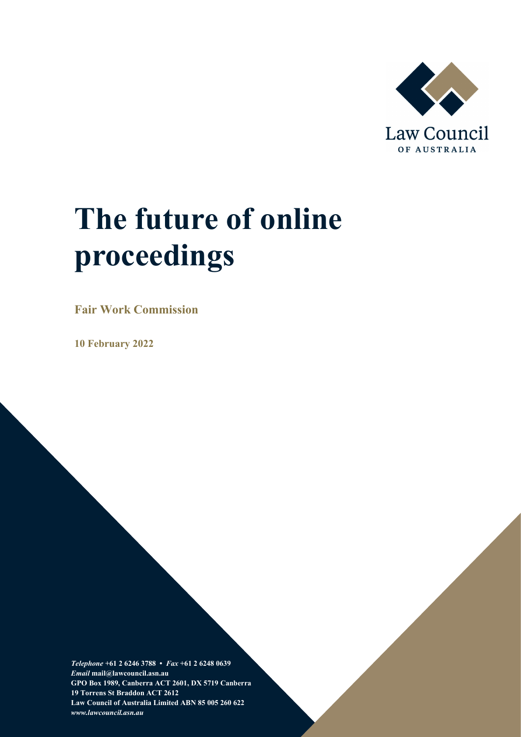Law Council

OF AUSTRALIA

# The future of online proceedings

**Fair Work Commission**

**10 February 2022**

***Telephone*** **+61 2 6246 3788 •** ***Fax*** **+61 2 6248 0639**
***Email*** **mail@lawcouncil.asn.au**
**GPO Box 1989, Canberra ACT 2601, DX 5719 Canberra**
**19 Torrens St Braddon ACT 2612**
**Law Council of Australia Limited ABN 85 005 260 622**
***www.lawcouncil.asn.au***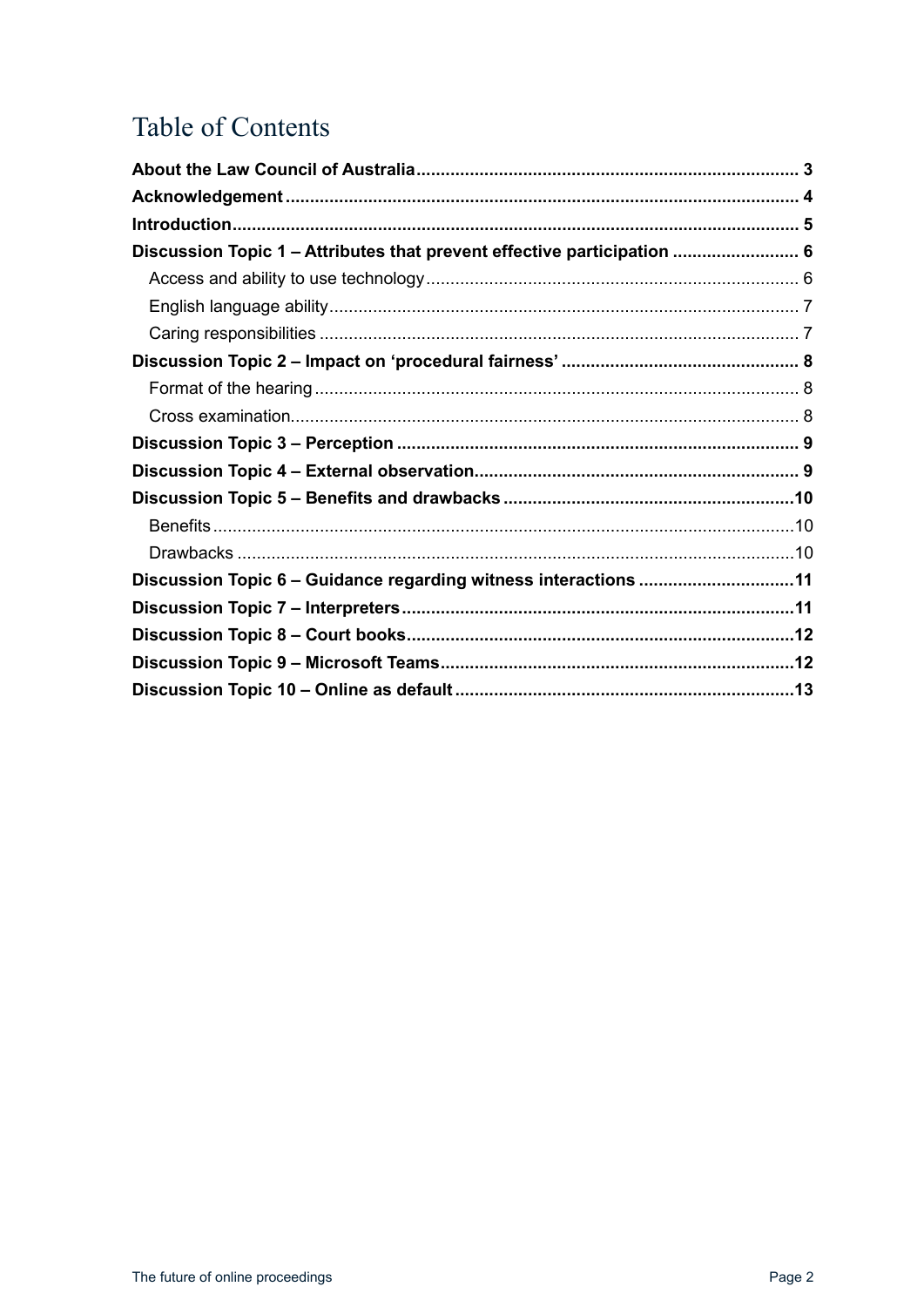# Table of Contents

**About the Law Council of Australia** .............................................................................. **3**

**Acknowledgement** ......................................................................................................... **4**

**Introduction** ................................................................................................................... **5**

**Discussion Topic 1 – Attributes that prevent effective participation** .......................... **6**

- Access and ability to use technology ............................................................................ 6
- English language ability ................................................................................................ 7
- Caring responsibilities .................................................................................................. 7

**Discussion Topic 2 – Impact on 'procedural fairness'** ................................................. **8**

- Format of the hearing ................................................................................................... 8
- Cross examination ........................................................................................................ 8

**Discussion Topic 3 – Perception** .................................................................................. **9**

**Discussion Topic 4 – External observation** .................................................................. **9**

**Discussion Topic 5 – Benefits and drawbacks** ........................................................... **10**

- Benefits ....................................................................................................................... 10
- Drawbacks .................................................................................................................. 10

**Discussion Topic 6 – Guidance regarding witness interactions** ................................ **11**

**Discussion Topic 7 – Interpreters** ................................................................................ **11**

**Discussion Topic 8 – Court books** ............................................................................... **12**

**Discussion Topic 9 – Microsoft Teams** ........................................................................ **12**

**Discussion Topic 10 – Online as default** ..................................................................... **13**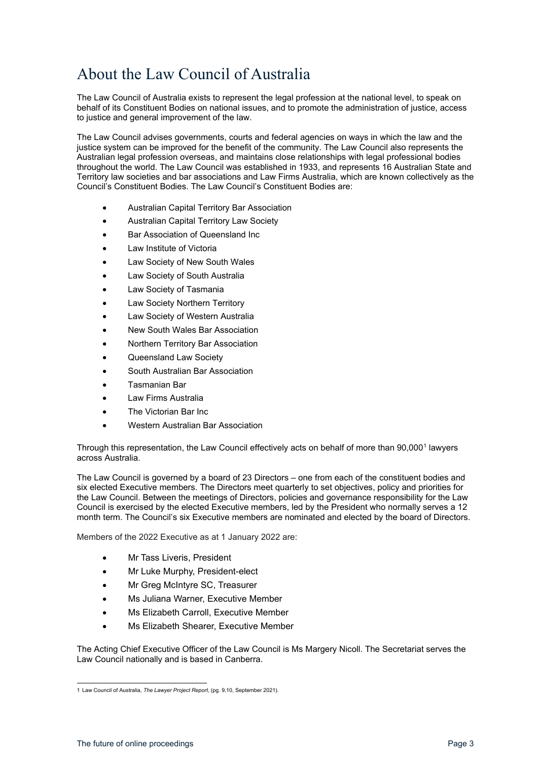# About the Law Council of Australia

The Law Council of Australia exists to represent the legal profession at the national level, to speak on behalf of its Constituent Bodies on national issues, and to promote the administration of justice, access to justice and general improvement of the law.

The Law Council advises governments, courts and federal agencies on ways in which the law and the justice system can be improved for the benefit of the community. The Law Council also represents the Australian legal profession overseas, and maintains close relationships with legal professional bodies throughout the world. The Law Council was established in 1933, and represents 16 Australian State and Territory law societies and bar associations and Law Firms Australia, which are known collectively as the Council's Constituent Bodies. The Law Council's Constituent Bodies are:

- Australian Capital Territory Bar Association
- Australian Capital Territory Law Society
- Bar Association of Queensland Inc
- Law Institute of Victoria
- Law Society of New South Wales
- Law Society of South Australia
- Law Society of Tasmania
- Law Society Northern Territory
- Law Society of Western Australia
- New South Wales Bar Association
- Northern Territory Bar Association
- Queensland Law Society
- South Australian Bar Association
- Tasmanian Bar
- Law Firms Australia
- The Victorian Bar Inc
- Western Australian Bar Association

Through this representation, the Law Council effectively acts on behalf of more than 90,000[1] lawyers across Australia.

The Law Council is governed by a board of 23 Directors – one from each of the constituent bodies and six elected Executive members. The Directors meet quarterly to set objectives, policy and priorities for the Law Council. Between the meetings of Directors, policies and governance responsibility for the Law Council is exercised by the elected Executive members, led by the President who normally serves a 12 month term. The Council's six Executive members are nominated and elected by the board of Directors.

Members of the 2022 Executive as at 1 January 2022 are:

- Mr Tass Liveris, President
- Mr Luke Murphy, President-elect
- Mr Greg McIntyre SC, Treasurer
- Ms Juliana Warner, Executive Member
- Ms Elizabeth Carroll, Executive Member
- Ms Elizabeth Shearer, Executive Member

The Acting Chief Executive Officer of the Law Council is Ms Margery Nicoll. The Secretariat serves the Law Council nationally and is based in Canberra.

---

[1] Law Council of Australia, *The Lawyer Project Report*, (pg. 9,10, September 2021).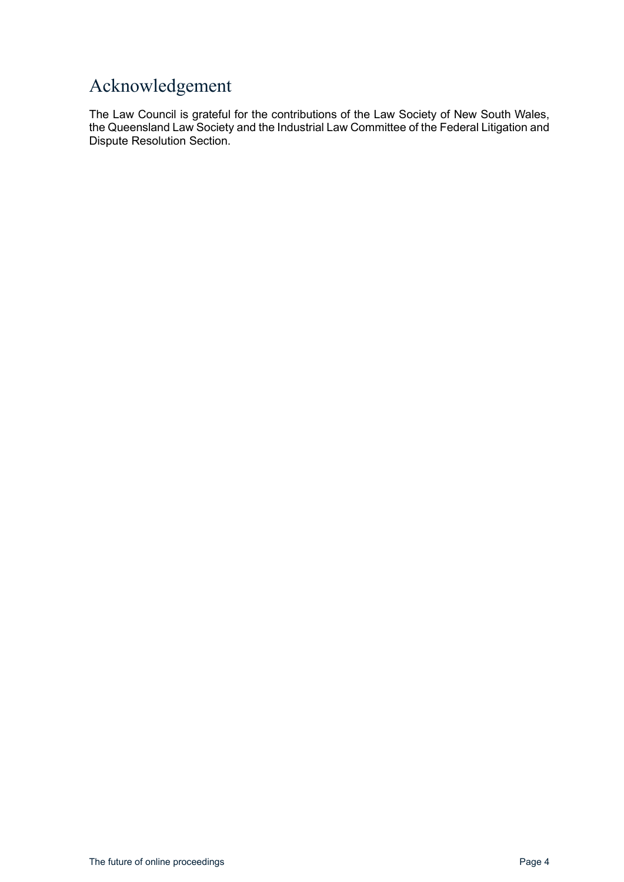# Acknowledgement

The Law Council is grateful for the contributions of the Law Society of New South Wales, the Queensland Law Society and the Industrial Law Committee of the Federal Litigation and Dispute Resolution Section.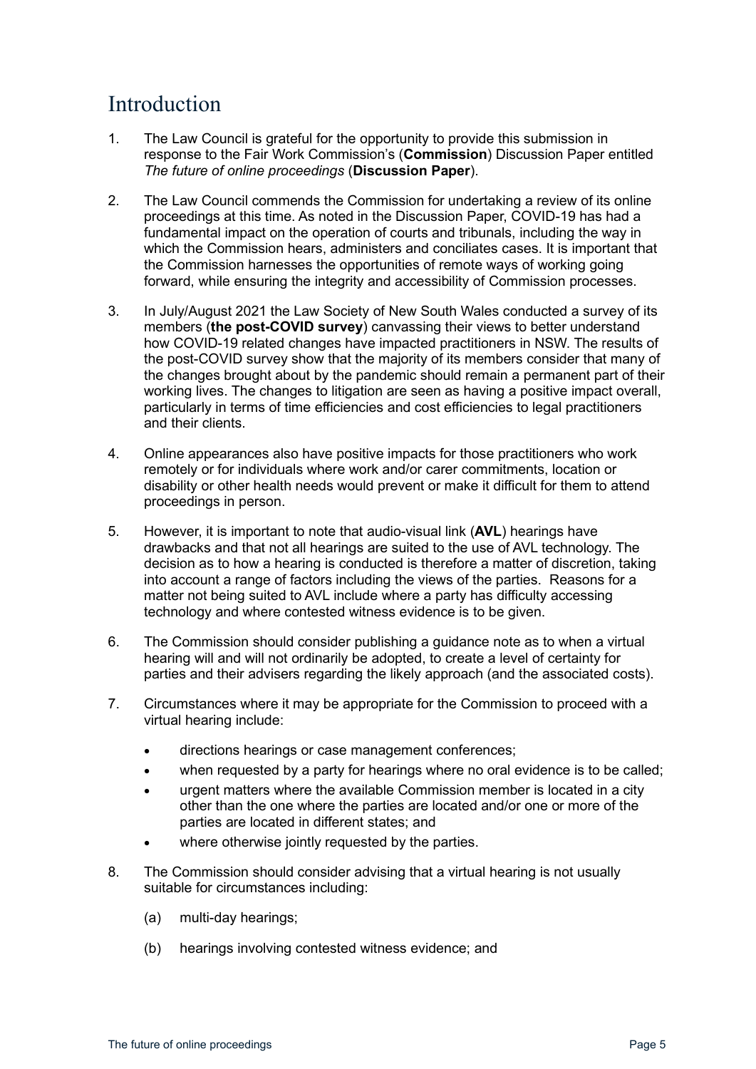# Introduction

1. The Law Council is grateful for the opportunity to provide this submission in response to the Fair Work Commission's (**Commission**) Discussion Paper entitled *The future of online proceedings* (**Discussion Paper**).

2. The Law Council commends the Commission for undertaking a review of its online proceedings at this time. As noted in the Discussion Paper, COVID-19 has had a fundamental impact on the operation of courts and tribunals, including the way in which the Commission hears, administers and conciliates cases. It is important that the Commission harnesses the opportunities of remote ways of working going forward, while ensuring the integrity and accessibility of Commission processes.

3. In July/August 2021 the Law Society of New South Wales conducted a survey of its members (**the post-COVID survey**) canvassing their views to better understand how COVID-19 related changes have impacted practitioners in NSW. The results of the post-COVID survey show that the majority of its members consider that many of the changes brought about by the pandemic should remain a permanent part of their working lives. The changes to litigation are seen as having a positive impact overall, particularly in terms of time efficiencies and cost efficiencies to legal practitioners and their clients.

4. Online appearances also have positive impacts for those practitioners who work remotely or for individuals where work and/or carer commitments, location or disability or other health needs would prevent or make it difficult for them to attend proceedings in person.

5. However, it is important to note that audio-visual link (**AVL**) hearings have drawbacks and that not all hearings are suited to the use of AVL technology. The decision as to how a hearing is conducted is therefore a matter of discretion, taking into account a range of factors including the views of the parties. Reasons for a matter not being suited to AVL include where a party has difficulty accessing technology and where contested witness evidence is to be given.

6. The Commission should consider publishing a guidance note as to when a virtual hearing will and will not ordinarily be adopted, to create a level of certainty for parties and their advisers regarding the likely approach (and the associated costs).

7. Circumstances where it may be appropriate for the Commission to proceed with a virtual hearing include:

   - directions hearings or case management conferences;
   - when requested by a party for hearings where no oral evidence is to be called;
   - urgent matters where the available Commission member is located in a city other than the one where the parties are located and/or one or more of the parties are located in different states; and
   - where otherwise jointly requested by the parties.

8. The Commission should consider advising that a virtual hearing is not usually suitable for circumstances including:

   (a) multi-day hearings;

   (b) hearings involving contested witness evidence; and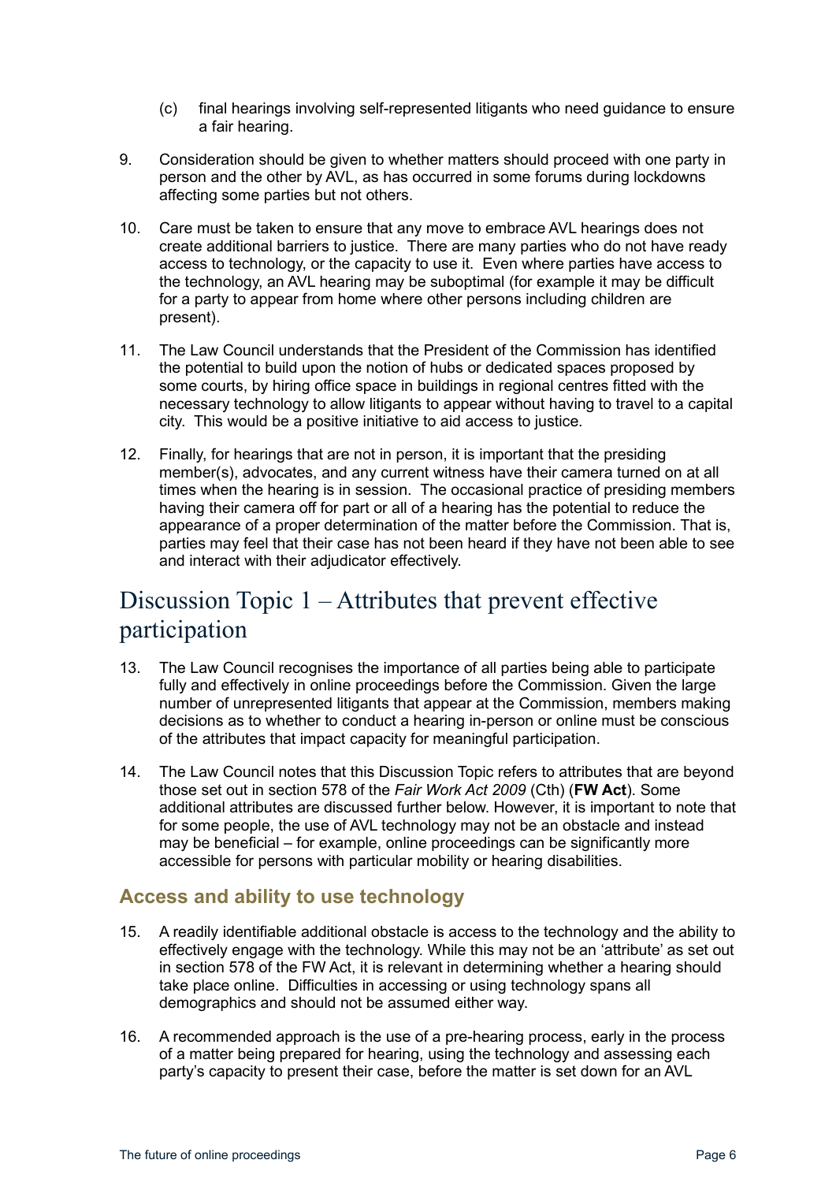(c) final hearings involving self-represented litigants who need guidance to ensure a fair hearing.

9. Consideration should be given to whether matters should proceed with one party in person and the other by AVL, as has occurred in some forums during lockdowns affecting some parties but not others.

10. Care must be taken to ensure that any move to embrace AVL hearings does not create additional barriers to justice. There are many parties who do not have ready access to technology, or the capacity to use it. Even where parties have access to the technology, an AVL hearing may be suboptimal (for example it may be difficult for a party to appear from home where other persons including children are present).

11. The Law Council understands that the President of the Commission has identified the potential to build upon the notion of hubs or dedicated spaces proposed by some courts, by hiring office space in buildings in regional centres fitted with the necessary technology to allow litigants to appear without having to travel to a capital city. This would be a positive initiative to aid access to justice.

12. Finally, for hearings that are not in person, it is important that the presiding member(s), advocates, and any current witness have their camera turned on at all times when the hearing is in session. The occasional practice of presiding members having their camera off for part or all of a hearing has the potential to reduce the appearance of a proper determination of the matter before the Commission. That is, parties may feel that their case has not been heard if they have not been able to see and interact with their adjudicator effectively.

# Discussion Topic 1 – Attributes that prevent effective participation

13. The Law Council recognises the importance of all parties being able to participate fully and effectively in online proceedings before the Commission. Given the large number of unrepresented litigants that appear at the Commission, members making decisions as to whether to conduct a hearing in-person or online must be conscious of the attributes that impact capacity for meaningful participation.

14. The Law Council notes that this Discussion Topic refers to attributes that are beyond those set out in section 578 of the *Fair Work Act 2009* (Cth) (**FW Act**). Some additional attributes are discussed further below. However, it is important to note that for some people, the use of AVL technology may not be an obstacle and instead may be beneficial – for example, online proceedings can be significantly more accessible for persons with particular mobility or hearing disabilities.

## Access and ability to use technology

15. A readily identifiable additional obstacle is access to the technology and the ability to effectively engage with the technology. While this may not be an 'attribute' as set out in section 578 of the FW Act, it is relevant in determining whether a hearing should take place online. Difficulties in accessing or using technology spans all demographics and should not be assumed either way.

16. A recommended approach is the use of a pre-hearing process, early in the process of a matter being prepared for hearing, using the technology and assessing each party's capacity to present their case, before the matter is set down for an AVL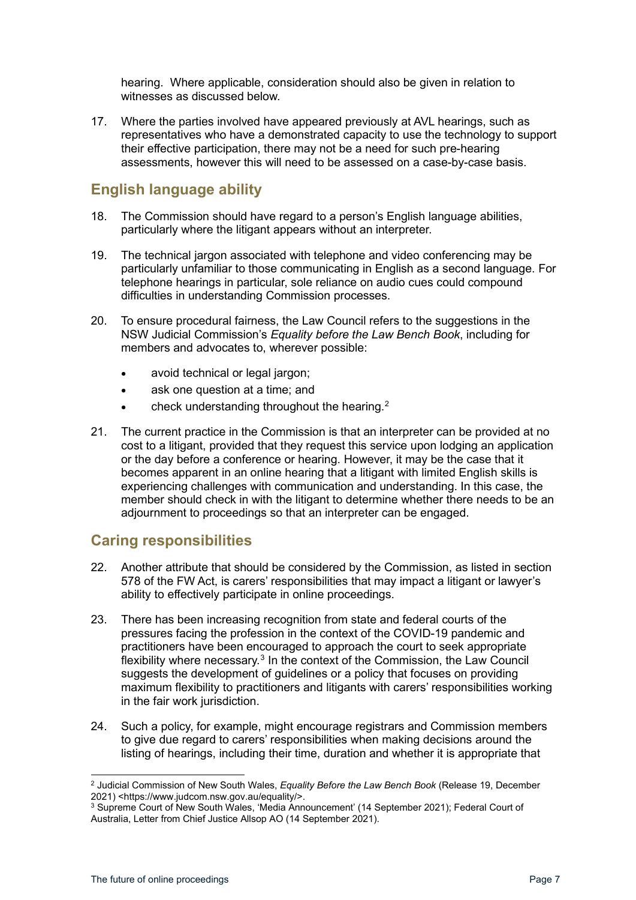hearing. Where applicable, consideration should also be given in relation to witnesses as discussed below.

17. Where the parties involved have appeared previously at AVL hearings, such as representatives who have a demonstrated capacity to use the technology to support their effective participation, there may not be a need for such pre-hearing assessments, however this will need to be assessed on a case-by-case basis.

## English language ability

18. The Commission should have regard to a person's English language abilities, particularly where the litigant appears without an interpreter.

19. The technical jargon associated with telephone and video conferencing may be particularly unfamiliar to those communicating in English as a second language. For telephone hearings in particular, sole reliance on audio cues could compound difficulties in understanding Commission processes.

20. To ensure procedural fairness, the Law Council refers to the suggestions in the NSW Judicial Commission's *Equality before the Law Bench Book*, including for members and advocates to, wherever possible:

    - avoid technical or legal jargon;
    - ask one question at a time; and
    - check understanding throughout the hearing.[2]

21. The current practice in the Commission is that an interpreter can be provided at no cost to a litigant, provided that they request this service upon lodging an application or the day before a conference or hearing. However, it may be the case that it becomes apparent in an online hearing that a litigant with limited English skills is experiencing challenges with communication and understanding. In this case, the member should check in with the litigant to determine whether there needs to be an adjournment to proceedings so that an interpreter can be engaged.

## Caring responsibilities

22. Another attribute that should be considered by the Commission, as listed in section 578 of the FW Act, is carers' responsibilities that may impact a litigant or lawyer's ability to effectively participate in online proceedings.

23. There has been increasing recognition from state and federal courts of the pressures facing the profession in the context of the COVID-19 pandemic and practitioners have been encouraged to approach the court to seek appropriate flexibility where necessary.[3] In the context of the Commission, the Law Council suggests the development of guidelines or a policy that focuses on providing maximum flexibility to practitioners and litigants with carers' responsibilities working in the fair work jurisdiction.

24. Such a policy, for example, might encourage registrars and Commission members to give due regard to carers' responsibilities when making decisions around the listing of hearings, including their time, duration and whether it is appropriate that

---

[2] Judicial Commission of New South Wales, *Equality Before the Law Bench Book* (Release 19, December 2021) <https://www.judcom.nsw.gov.au/equality/>.

[3] Supreme Court of New South Wales, 'Media Announcement' (14 September 2021); Federal Court of Australia, Letter from Chief Justice Allsop AO (14 September 2021).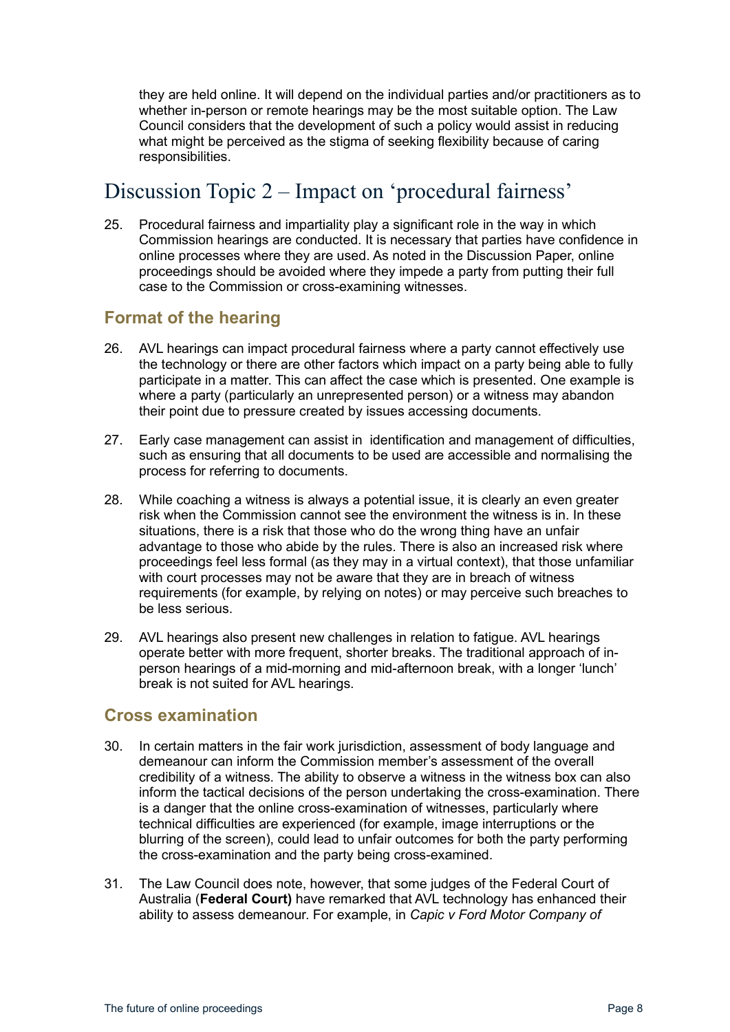they are held online. It will depend on the individual parties and/or practitioners as to whether in-person or remote hearings may be the most suitable option. The Law Council considers that the development of such a policy would assist in reducing what might be perceived as the stigma of seeking flexibility because of caring responsibilities.

# Discussion Topic 2 – Impact on 'procedural fairness'

25. Procedural fairness and impartiality play a significant role in the way in which Commission hearings are conducted. It is necessary that parties have confidence in online processes where they are used. As noted in the Discussion Paper, online proceedings should be avoided where they impede a party from putting their full case to the Commission or cross-examining witnesses.

## Format of the hearing

26. AVL hearings can impact procedural fairness where a party cannot effectively use the technology or there are other factors which impact on a party being able to fully participate in a matter. This can affect the case which is presented. One example is where a party (particularly an unrepresented person) or a witness may abandon their point due to pressure created by issues accessing documents.

27. Early case management can assist in identification and management of difficulties, such as ensuring that all documents to be used are accessible and normalising the process for referring to documents.

28. While coaching a witness is always a potential issue, it is clearly an even greater risk when the Commission cannot see the environment the witness is in. In these situations, there is a risk that those who do the wrong thing have an unfair advantage to those who abide by the rules. There is also an increased risk where proceedings feel less formal (as they may in a virtual context), that those unfamiliar with court processes may not be aware that they are in breach of witness requirements (for example, by relying on notes) or may perceive such breaches to be less serious.

29. AVL hearings also present new challenges in relation to fatigue. AVL hearings operate better with more frequent, shorter breaks. The traditional approach of in-person hearings of a mid-morning and mid-afternoon break, with a longer 'lunch' break is not suited for AVL hearings.

## Cross examination

30. In certain matters in the fair work jurisdiction, assessment of body language and demeanour can inform the Commission member's assessment of the overall credibility of a witness. The ability to observe a witness in the witness box can also inform the tactical decisions of the person undertaking the cross-examination. There is a danger that the online cross-examination of witnesses, particularly where technical difficulties are experienced (for example, image interruptions or the blurring of the screen), could lead to unfair outcomes for both the party performing the cross-examination and the party being cross-examined.

31. The Law Council does note, however, that some judges of the Federal Court of Australia (**Federal Court)** have remarked that AVL technology has enhanced their ability to assess demeanour. For example, in *Capic v Ford Motor Company of*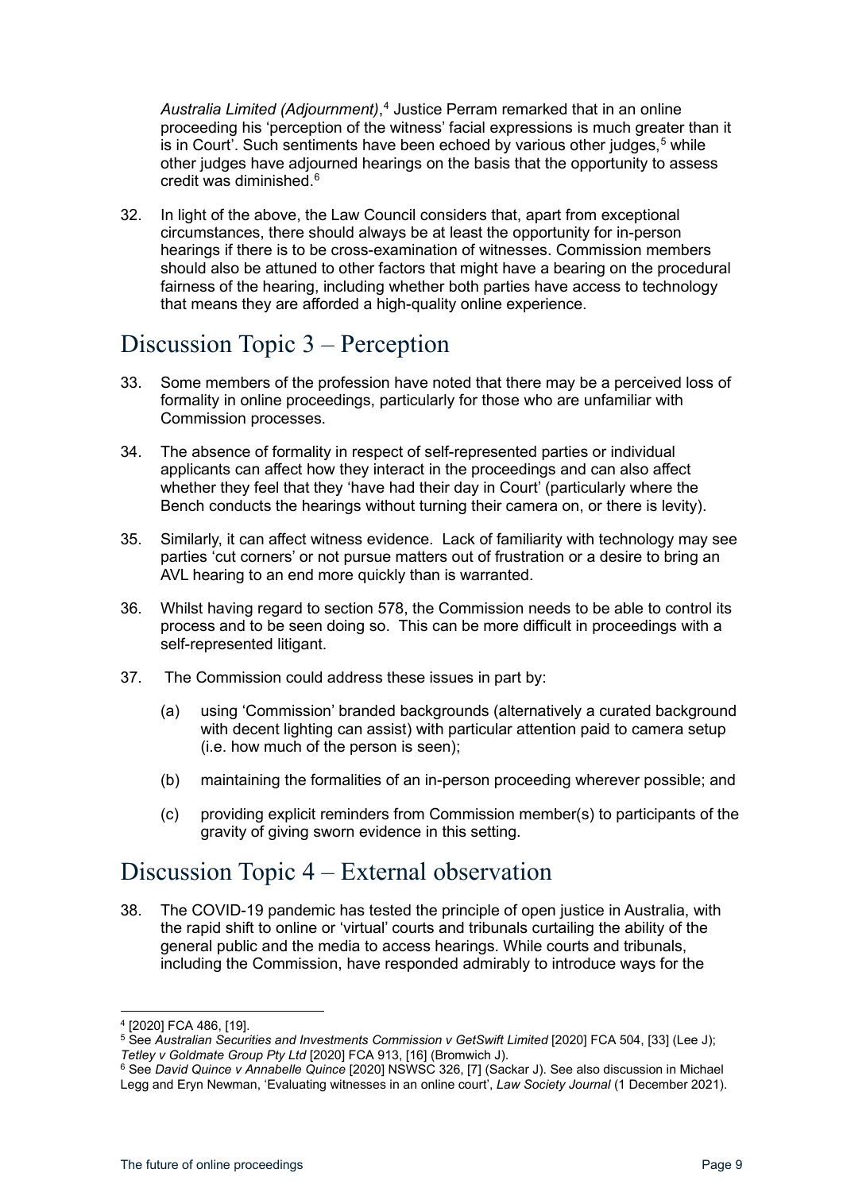*Australia Limited (Adjournment)*,[4] Justice Perram remarked that in an online proceeding his 'perception of the witness' facial expressions is much greater than it is in Court'. Such sentiments have been echoed by various other judges,[5] while other judges have adjourned hearings on the basis that the opportunity to assess credit was diminished.[6]

32. In light of the above, the Law Council considers that, apart from exceptional circumstances, there should always be at least the opportunity for in-person hearings if there is to be cross-examination of witnesses. Commission members should also be attuned to other factors that might have a bearing on the procedural fairness of the hearing, including whether both parties have access to technology that means they are afforded a high-quality online experience.

## Discussion Topic 3 – Perception

33. Some members of the profession have noted that there may be a perceived loss of formality in online proceedings, particularly for those who are unfamiliar with Commission processes.

34. The absence of formality in respect of self-represented parties or individual applicants can affect how they interact in the proceedings and can also affect whether they feel that they 'have had their day in Court' (particularly where the Bench conducts the hearings without turning their camera on, or there is levity).

35. Similarly, it can affect witness evidence. Lack of familiarity with technology may see parties 'cut corners' or not pursue matters out of frustration or a desire to bring an AVL hearing to an end more quickly than is warranted.

36. Whilst having regard to section 578, the Commission needs to be able to control its process and to be seen doing so. This can be more difficult in proceedings with a self-represented litigant.

37. The Commission could address these issues in part by:

    (a) using 'Commission' branded backgrounds (alternatively a curated background with decent lighting can assist) with particular attention paid to camera setup (i.e. how much of the person is seen);

    (b) maintaining the formalities of an in-person proceeding wherever possible; and

    (c) providing explicit reminders from Commission member(s) to participants of the gravity of giving sworn evidence in this setting.

## Discussion Topic 4 – External observation

38. The COVID-19 pandemic has tested the principle of open justice in Australia, with the rapid shift to online or 'virtual' courts and tribunals curtailing the ability of the general public and the media to access hearings. While courts and tribunals, including the Commission, have responded admirably to introduce ways for the

---

[4] [2020] FCA 486, [19].

[5] See *Australian Securities and Investments Commission v GetSwift Limited* [2020] FCA 504, [33] (Lee J); *Tetley v Goldmate Group Pty Ltd* [2020] FCA 913, [16] (Bromwich J).

[6] See *David Quince v Annabelle Quince* [2020] NSWSC 326, [7] (Sackar J). See also discussion in Michael Legg and Eryn Newman, 'Evaluating witnesses in an online court', *Law Society Journal* (1 December 2021).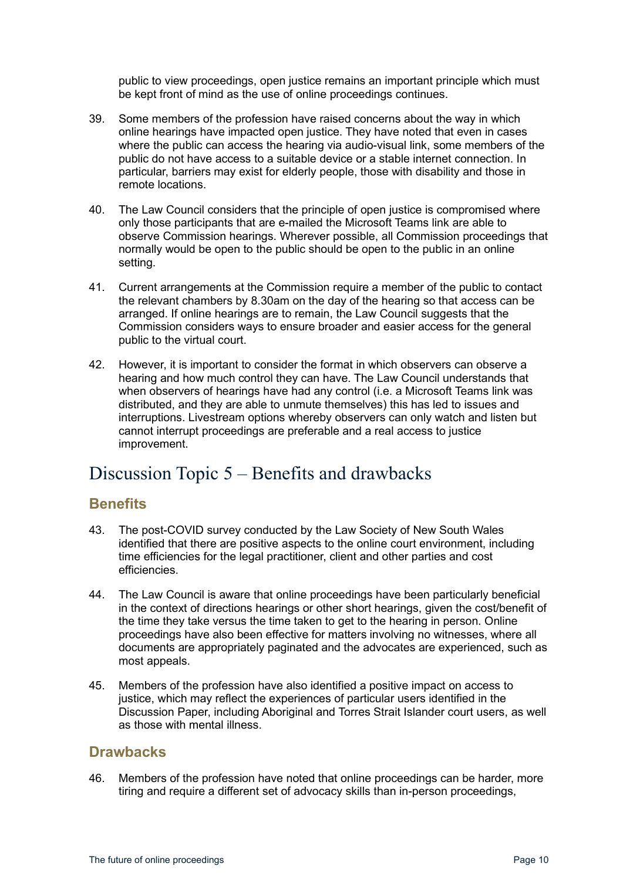public to view proceedings, open justice remains an important principle which must be kept front of mind as the use of online proceedings continues.

39. Some members of the profession have raised concerns about the way in which online hearings have impacted open justice. They have noted that even in cases where the public can access the hearing via audio-visual link, some members of the public do not have access to a suitable device or a stable internet connection. In particular, barriers may exist for elderly people, those with disability and those in remote locations.

40. The Law Council considers that the principle of open justice is compromised where only those participants that are e-mailed the Microsoft Teams link are able to observe Commission hearings. Wherever possible, all Commission proceedings that normally would be open to the public should be open to the public in an online setting.

41. Current arrangements at the Commission require a member of the public to contact the relevant chambers by 8.30am on the day of the hearing so that access can be arranged. If online hearings are to remain, the Law Council suggests that the Commission considers ways to ensure broader and easier access for the general public to the virtual court.

42. However, it is important to consider the format in which observers can observe a hearing and how much control they can have. The Law Council understands that when observers of hearings have had any control (i.e. a Microsoft Teams link was distributed, and they are able to unmute themselves) this has led to issues and interruptions. Livestream options whereby observers can only watch and listen but cannot interrupt proceedings are preferable and a real access to justice improvement.

# Discussion Topic 5 – Benefits and drawbacks

## Benefits

43. The post-COVID survey conducted by the Law Society of New South Wales identified that there are positive aspects to the online court environment, including time efficiencies for the legal practitioner, client and other parties and cost efficiencies.

44. The Law Council is aware that online proceedings have been particularly beneficial in the context of directions hearings or other short hearings, given the cost/benefit of the time they take versus the time taken to get to the hearing in person. Online proceedings have also been effective for matters involving no witnesses, where all documents are appropriately paginated and the advocates are experienced, such as most appeals.

45. Members of the profession have also identified a positive impact on access to justice, which may reflect the experiences of particular users identified in the Discussion Paper, including Aboriginal and Torres Strait Islander court users, as well as those with mental illness.

## Drawbacks

46. Members of the profession have noted that online proceedings can be harder, more tiring and require a different set of advocacy skills than in-person proceedings,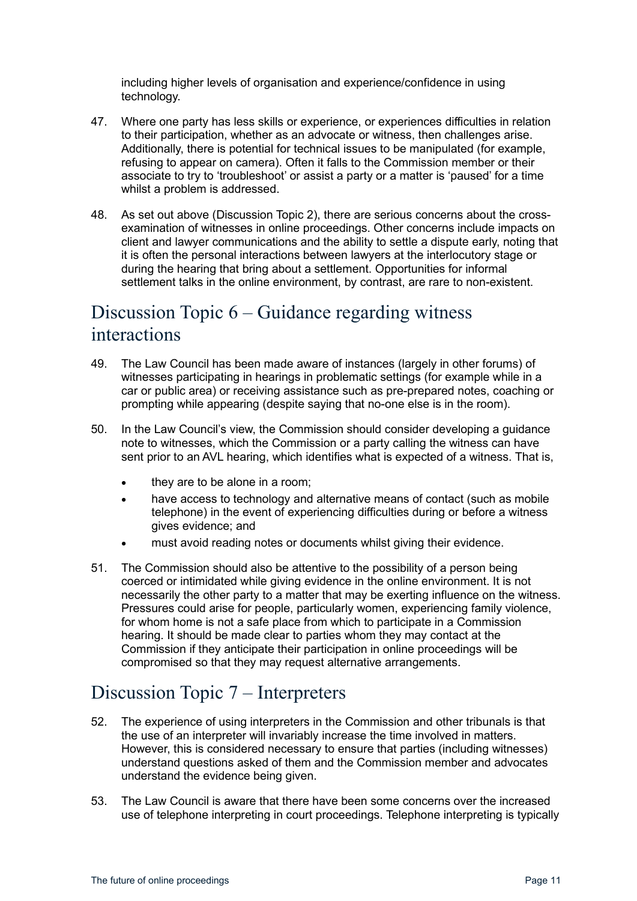including higher levels of organisation and experience/confidence in using technology.

47. Where one party has less skills or experience, or experiences difficulties in relation to their participation, whether as an advocate or witness, then challenges arise. Additionally, there is potential for technical issues to be manipulated (for example, refusing to appear on camera). Often it falls to the Commission member or their associate to try to 'troubleshoot' or assist a party or a matter is 'paused' for a time whilst a problem is addressed.

48. As set out above (Discussion Topic 2), there are serious concerns about the cross-examination of witnesses in online proceedings. Other concerns include impacts on client and lawyer communications and the ability to settle a dispute early, noting that it is often the personal interactions between lawyers at the interlocutory stage or during the hearing that bring about a settlement. Opportunities for informal settlement talks in the online environment, by contrast, are rare to non-existent.

## Discussion Topic 6 – Guidance regarding witness interactions

49. The Law Council has been made aware of instances (largely in other forums) of witnesses participating in hearings in problematic settings (for example while in a car or public area) or receiving assistance such as pre-prepared notes, coaching or prompting while appearing (despite saying that no-one else is in the room).

50. In the Law Council's view, the Commission should consider developing a guidance note to witnesses, which the Commission or a party calling the witness can have sent prior to an AVL hearing, which identifies what is expected of a witness. That is,

    - they are to be alone in a room;
    - have access to technology and alternative means of contact (such as mobile telephone) in the event of experiencing difficulties during or before a witness gives evidence; and
    - must avoid reading notes or documents whilst giving their evidence.

51. The Commission should also be attentive to the possibility of a person being coerced or intimidated while giving evidence in the online environment. It is not necessarily the other party to a matter that may be exerting influence on the witness. Pressures could arise for people, particularly women, experiencing family violence, for whom home is not a safe place from which to participate in a Commission hearing. It should be made clear to parties whom they may contact at the Commission if they anticipate their participation in online proceedings will be compromised so that they may request alternative arrangements.

## Discussion Topic 7 – Interpreters

52. The experience of using interpreters in the Commission and other tribunals is that the use of an interpreter will invariably increase the time involved in matters. However, this is considered necessary to ensure that parties (including witnesses) understand questions asked of them and the Commission member and advocates understand the evidence being given.

53. The Law Council is aware that there have been some concerns over the increased use of telephone interpreting in court proceedings. Telephone interpreting is typically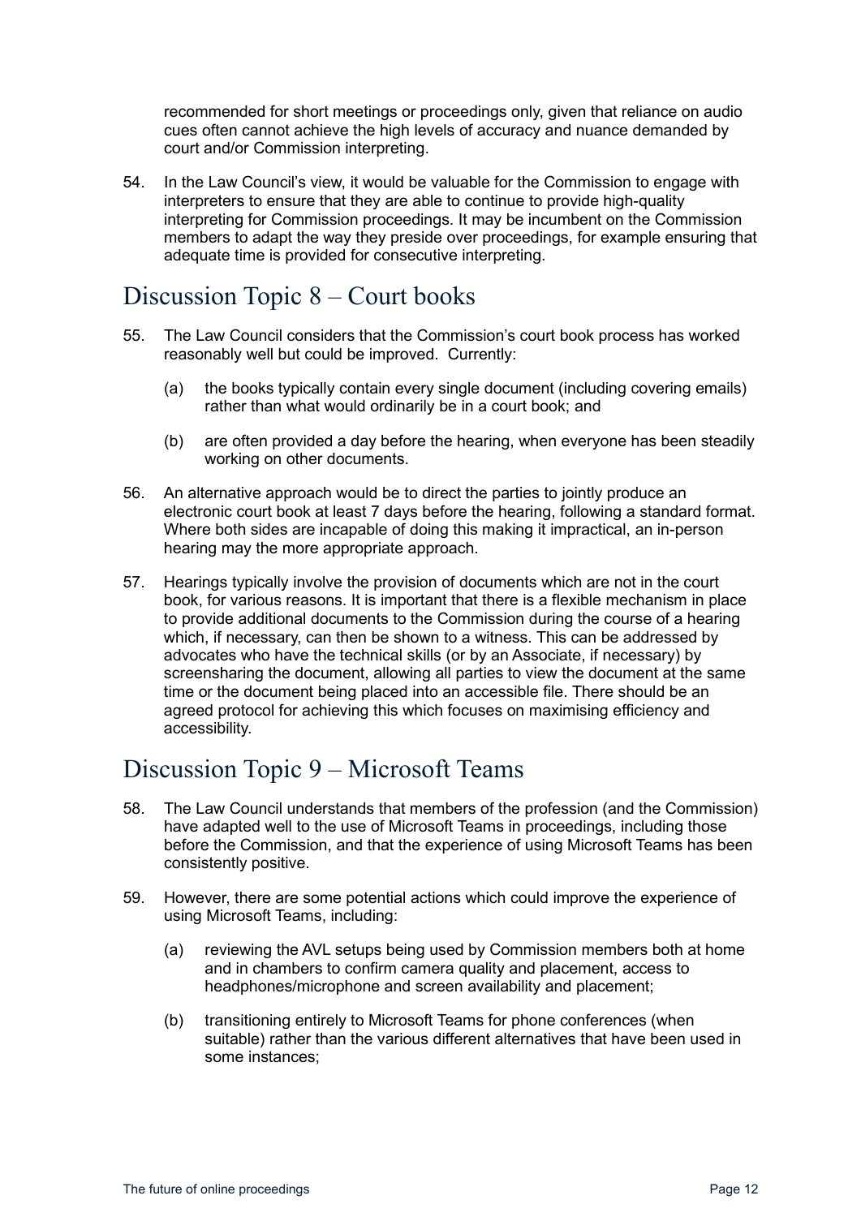recommended for short meetings or proceedings only, given that reliance on audio cues often cannot achieve the high levels of accuracy and nuance demanded by court and/or Commission interpreting.

54. In the Law Council's view, it would be valuable for the Commission to engage with interpreters to ensure that they are able to continue to provide high-quality interpreting for Commission proceedings. It may be incumbent on the Commission members to adapt the way they preside over proceedings, for example ensuring that adequate time is provided for consecutive interpreting.

## Discussion Topic 8 – Court books

55. The Law Council considers that the Commission's court book process has worked reasonably well but could be improved. Currently:

    (a) the books typically contain every single document (including covering emails) rather than what would ordinarily be in a court book; and

    (b) are often provided a day before the hearing, when everyone has been steadily working on other documents.

56. An alternative approach would be to direct the parties to jointly produce an electronic court book at least 7 days before the hearing, following a standard format. Where both sides are incapable of doing this making it impractical, an in-person hearing may the more appropriate approach.

57. Hearings typically involve the provision of documents which are not in the court book, for various reasons. It is important that there is a flexible mechanism in place to provide additional documents to the Commission during the course of a hearing which, if necessary, can then be shown to a witness. This can be addressed by advocates who have the technical skills (or by an Associate, if necessary) by screensharing the document, allowing all parties to view the document at the same time or the document being placed into an accessible file. There should be an agreed protocol for achieving this which focuses on maximising efficiency and accessibility.

## Discussion Topic 9 – Microsoft Teams

58. The Law Council understands that members of the profession (and the Commission) have adapted well to the use of Microsoft Teams in proceedings, including those before the Commission, and that the experience of using Microsoft Teams has been consistently positive.

59. However, there are some potential actions which could improve the experience of using Microsoft Teams, including:

    (a) reviewing the AVL setups being used by Commission members both at home and in chambers to confirm camera quality and placement, access to headphones/microphone and screen availability and placement;

    (b) transitioning entirely to Microsoft Teams for phone conferences (when suitable) rather than the various different alternatives that have been used in some instances;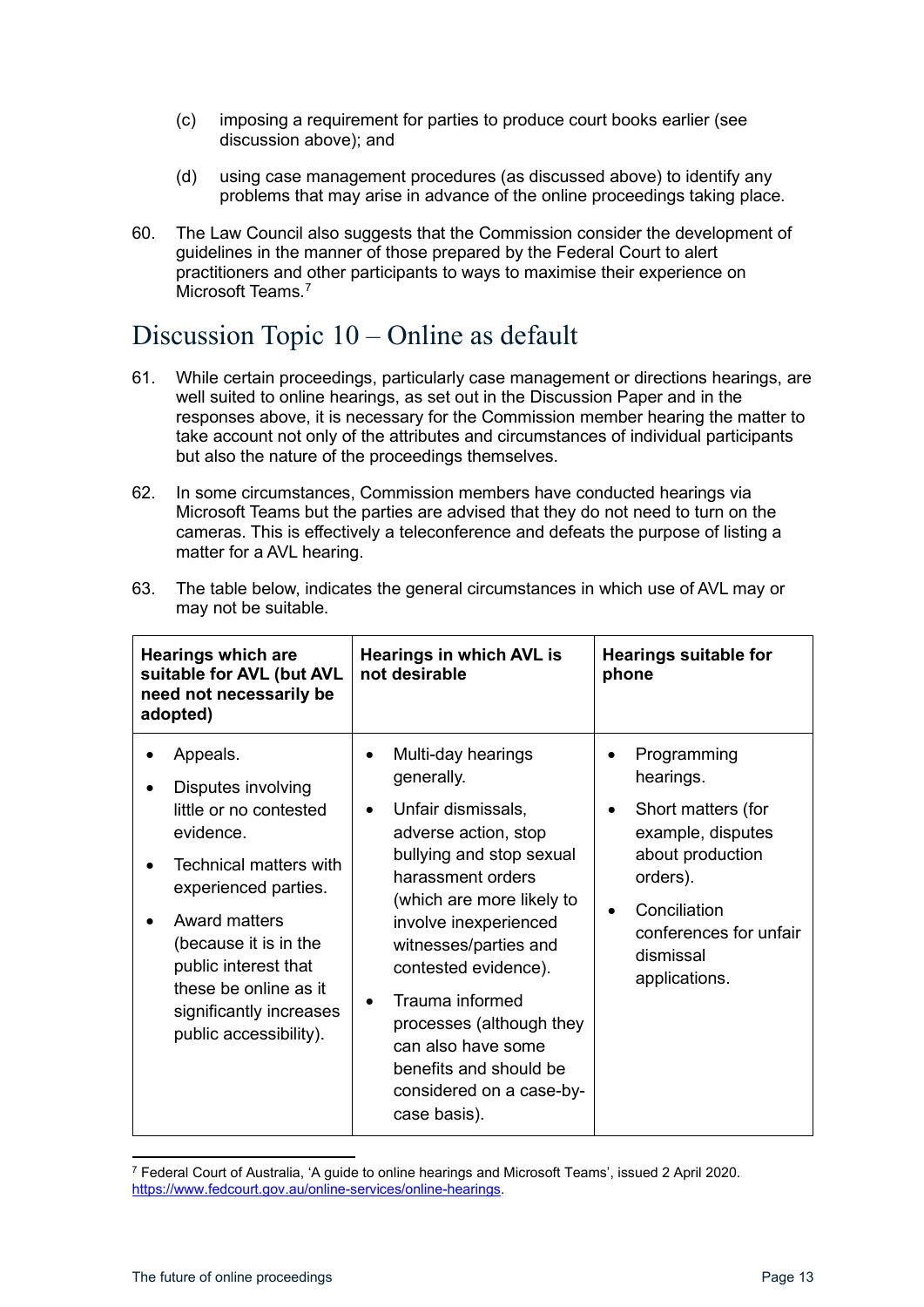(c) imposing a requirement for parties to produce court books earlier (see discussion above); and

(d) using case management procedures (as discussed above) to identify any problems that may arise in advance of the online proceedings taking place.

60. The Law Council also suggests that the Commission consider the development of guidelines in the manner of those prepared by the Federal Court to alert practitioners and other participants to ways to maximise their experience on Microsoft Teams.[7]

## Discussion Topic 10 – Online as default

61. While certain proceedings, particularly case management or directions hearings, are well suited to online hearings, as set out in the Discussion Paper and in the responses above, it is necessary for the Commission member hearing the matter to take account not only of the attributes and circumstances of individual participants but also the nature of the proceedings themselves.

62. In some circumstances, Commission members have conducted hearings via Microsoft Teams but the parties are advised that they do not need to turn on the cameras. This is effectively a teleconference and defeats the purpose of listing a matter for a AVL hearing.

63. The table below, indicates the general circumstances in which use of AVL may or may not be suitable.

| **Hearings which are suitable for AVL (but AVL need not necessarily be adopted)** | **Hearings in which AVL is not desirable** | **Hearings suitable for phone** |
|---|---|---|
| • Appeals.<br>• Disputes involving little or no contested evidence.<br>• Technical matters with experienced parties.<br>• Award matters (because it is in the public interest that these be online as it significantly increases public accessibility). | • Multi-day hearings generally.<br>• Unfair dismissals, adverse action, stop bullying and stop sexual harassment orders (which are more likely to involve inexperienced witnesses/parties and contested evidence).<br>• Trauma informed processes (although they can also have some benefits and should be considered on a case-by-case basis). | • Programming hearings.<br>• Short matters (for example, disputes about production orders).<br>• Conciliation conferences for unfair dismissal applications. |

---

[7] Federal Court of Australia, 'A guide to online hearings and Microsoft Teams', issued 2 April 2020. https://www.fedcourt.gov.au/online-services/online-hearings.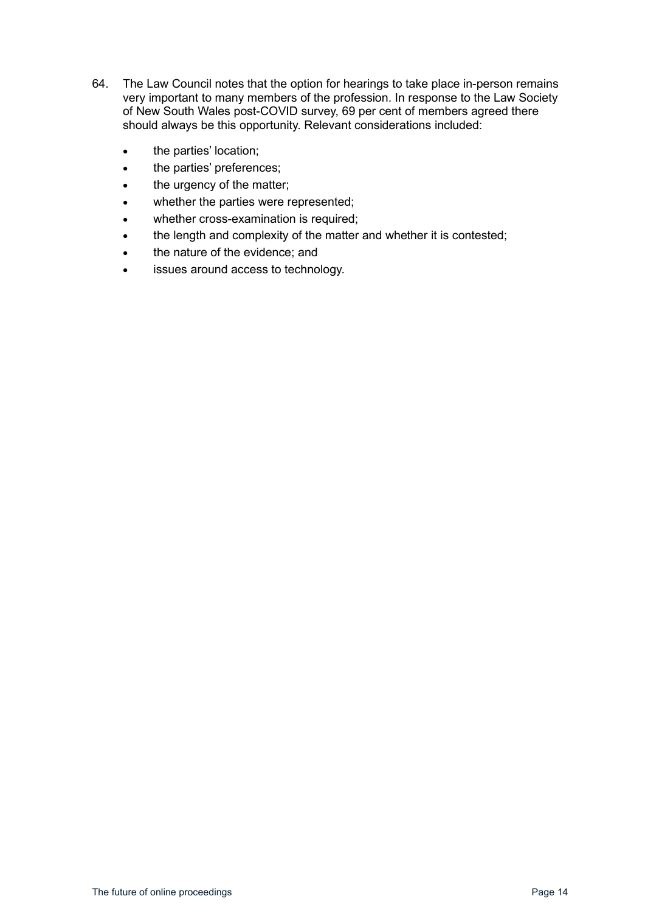64. The Law Council notes that the option for hearings to take place in-person remains very important to many members of the profession. In response to the Law Society of New South Wales post-COVID survey, 69 per cent of members agreed there should always be this opportunity. Relevant considerations included:

- the parties' location;
- the parties' preferences;
- the urgency of the matter;
- whether the parties were represented;
- whether cross-examination is required;
- the length and complexity of the matter and whether it is contested;
- the nature of the evidence; and
- issues around access to technology.